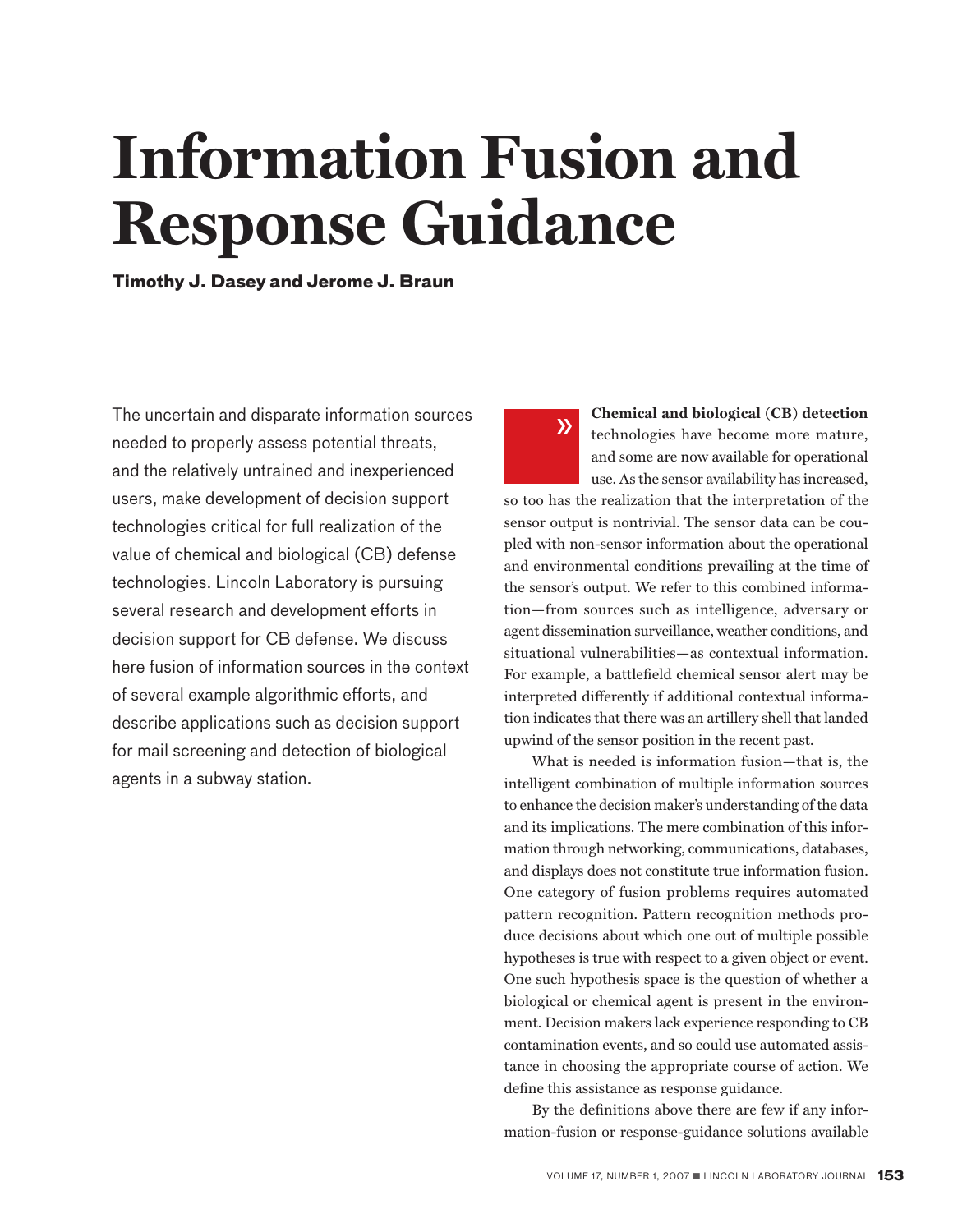# Information Fusion and Response Guidance

**Timothy J. Dasey and Jerome J. Braun**

The uncertain and disparate information sources needed to properly assess potential threats, and the relatively untrained and inexperienced users, make development of decision support technologies critical for full realization of the value of chemical and biological (CB) defense technologies. Lincoln Laboratory is pursuing several research and development efforts in decision support for CB defense. We discuss here fusion of information sources in the context of several example algorithmic efforts, and describe applications such as decision support for mail screening and detection of biological agents in a subway station.

**Chemical and biological (CB) detection** technologies have become more mature, and some are now available for operational use. As the sensor availability has increased, so too has the realization that the interpretation of the sensor output is nontrivial. The sensor data can be coupled with non-sensor information about the operational and environmental conditions prevailing at the time of the sensor's output. We refer to this combined information—from sources such as intelligence, adversary or agent dissemination surveillance, weather conditions, and situational vulnerabilities—as contextual information. For example, a battlefield chemical sensor alert may be interpreted differently if additional contextual information indicates that there was an artillery shell that landed upwind of the sensor position in the recent past.

What is needed is information fusion—that is, the intelligent combination of multiple information sources to enhance the decision maker's understanding of the data and its implications. The mere combination of this information through networking, communications, databases, and displays does not constitute true information fusion. One category of fusion problems requires automated pattern recognition. Pattern recognition methods produce decisions about which one out of multiple possible hypotheses is true with respect to a given object or event. One such hypothesis space is the question of whether a biological or chemical agent is present in the environment. Decision makers lack experience responding to CB contamination events, and so could use automated assistance in choosing the appropriate course of action. We define this assistance as response guidance.

By the definitions above there are few if any information-fusion or response-guidance solutions available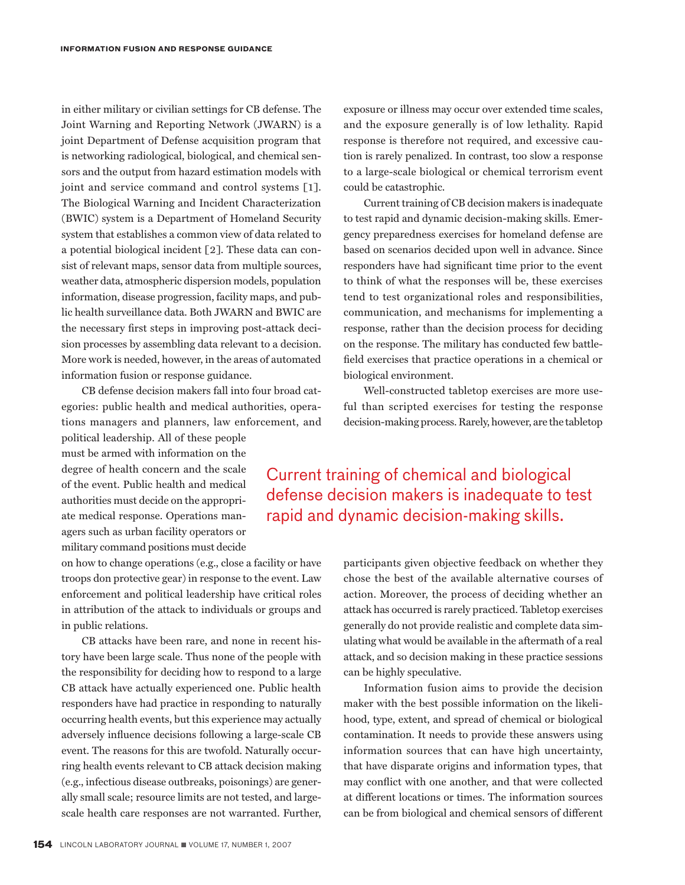in either military or civilian settings for CB defense. The Joint Warning and Reporting Network (JWARN) is a joint Department of Defense acquisition program that is networking radiological, biological, and chemical sensors and the output from hazard estimation models with joint and service command and control systems [1]. The Biological Warning and Incident Characterization (BWIC) system is a Department of Homeland Security system that establishes a common view of data related to a potential biological incident [2]. These data can consist of relevant maps, sensor data from multiple sources, weather data, atmospheric dispersion models, population information, disease progression, facility maps, and public health surveillance data. Both JWARN and BWIC are the necessary first steps in improving post-attack decision processes by assembling data relevant to a decision. More work is needed, however, in the areas of automated information fusion or response guidance.

CB defense decision makers fall into four broad categories: public health and medical authorities, operations managers and planners, law enforcement, and political leadership. All of these people must be armed with information on the degree of health concern and the scale of the event. Public health and medical authorities must decide on the appropriate medical response. Operations managers such as urban facility operators or military command positions must decide on how to change operations (e.g., close a facility or have troops don protective gear) in response to the event. Law enforcement and political leadership have critical roles in attribution of the attack to individuals or groups and in public relations.

CB attacks have been rare, and none in recent history have been large scale. Thus none of the people with the responsibility for deciding how to respond to a large CB attack have actually experienced one. Public health responders have had practice in responding to naturally occurring health events, but this experience may actually adversely influence decisions following a large-scale CB event. The reasons for this are twofold. Naturally occurring health events relevant to CB attack decision making (e.g., infectious disease outbreaks, poisonings) are generally small scale; resource limits are not tested, and large-scale health care responses are not warranted. Further, exposure or illness may occur over extended time scales, and the exposure generally is of low lethality. Rapid response is therefore not required, and excessive caution is rarely penalized. In contrast, too slow a response to a large-scale biological or chemical terrorism event could be catastrophic.

Current training of CB decision makers is inadequate to test rapid and dynamic decision-making skills. Emergency preparedness exercises for homeland defense are based on scenarios decided upon well in advance. Since responders have had significant time prior to the event to think of what the responses will be, these exercises tend to test organizational roles and responsibilities, communication, and mechanisms for implementing a response, rather than the decision process for deciding on the response. The military has conducted few battlefield exercises that practice operations in a chemical or biological environment.

> Current training of chemical and biological defense decision makers is inadequate to test rapid and dynamic decision-making skills.

Well-constructed tabletop exercises are more useful than scripted exercises for testing the response decision-making process. Rarely, however, are the tabletop participants given objective feedback on whether they chose the best of the available alternative courses of action. Moreover, the process of deciding whether an attack has occurred is rarely practiced. Tabletop exercises generally do not provide realistic and complete data simulating what would be available in the aftermath of a real attack, and so decision making in these practice sessions can be highly speculative.

Information fusion aims to provide the decision maker with the best possible information on the likelihood, type, extent, and spread of chemical or biological contamination. It needs to provide these answers using information sources that can have high uncertainty, that have disparate origins and information types, that may conflict with one another, and that were collected at different locations or times. The information sources can be from biological and chemical sensors of different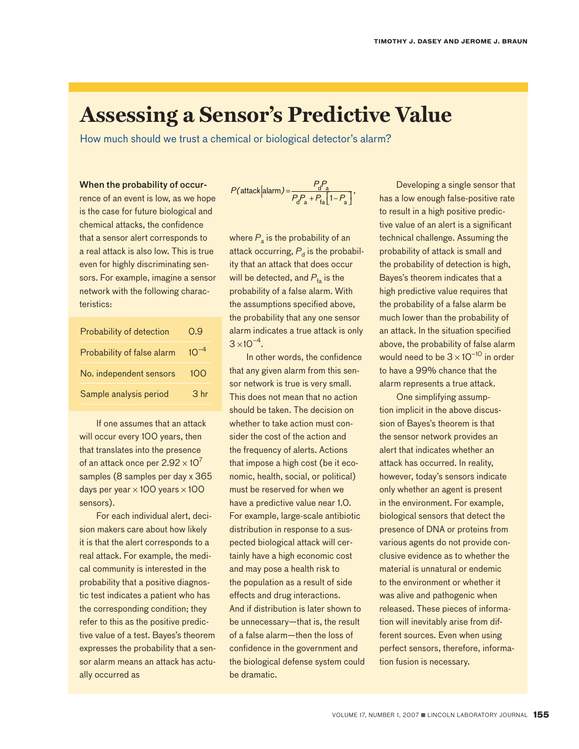# Assessing a Sensor's Predictive Value

How much should we trust a chemical or biological detector's alarm?

**When the probability of occur**rence of an event is low, as we hope is the case for future biological and chemical attacks, the confidence that a sensor alert corresponds to a real attack is also low. This is true even for highly discriminating sensors. For example, imagine a sensor network with the following characteristics:

| | |
|---|---|
| Probability of detection | 0.9 |
| Probability of false alarm | $10^{-4}$ |
| No. independent sensors | 100 |
| Sample analysis period | 3 hr |

If one assumes that an attack will occur every 100 years, then that translates into the presence of an attack once per $2.92 \times 10^{7}$ samples (8 samples per day x 365 days per year $\times$ 100 years $\times$ 100 sensors).

For each individual alert, decision makers care about how likely it is that the alert corresponds to a real attack. For example, the medical community is interested in the probability that a positive diagnostic test indicates a patient who has the corresponding condition; they refer to this as the positive predictive value of a test. Bayes's theorem expresses the probability that a sensor alarm means an attack has actually occurred as

$$P(\text{attack} \mid \text{alarm}) = \frac{P_d P_a}{P_d P_a + P_{fa}\left[1 - P_a\right]},$$

where $P_a$ is the probability of an attack occurring, $P_d$ is the probability that an attack that does occur will be detected, and $P_{fa}$ is the probability of a false alarm. With the assumptions specified above, the probability that any one sensor alarm indicates a true attack is only $3 \times 10^{-4}$.

In other words, the confidence that any given alarm from this sensor network is true is very small. This does not mean that no action should be taken. The decision on whether to take action must consider the cost of the action and the frequency of alerts. Actions that impose a high cost (be it economic, health, social, or political) must be reserved for when we have a predictive value near 1.0. For example, large-scale antibiotic distribution in response to a suspected biological attack will certainly have a high economic cost and may pose a health risk to the population as a result of side effects and drug interactions. And if distribution is later shown to be unnecessary—that is, the result of a false alarm—then the loss of confidence in the government and the biological defense system could be dramatic.

Developing a single sensor that has a low enough false-positive rate to result in a high positive predictive value of an alert is a significant technical challenge. Assuming the probability of attack is small and the probability of detection is high, Bayes's theorem indicates that a high predictive value requires that the probability of a false alarm be much lower than the probability of an attack. In the situation specified above, the probability of false alarm would need to be $3 \times 10^{-10}$ in order to have a 99% chance that the alarm represents a true attack.

One simplifying assumption implicit in the above discussion of Bayes's theorem is that the sensor network provides an alert that indicates whether an attack has occurred. In reality, however, today's sensors indicate only whether an agent is present in the environment. For example, biological sensors that detect the presence of DNA or proteins from various agents do not provide conclusive evidence as to whether the material is unnatural or endemic to the environment or whether it was alive and pathogenic when released. These pieces of information will inevitably arise from different sources. Even when using perfect sensors, therefore, information fusion is necessary.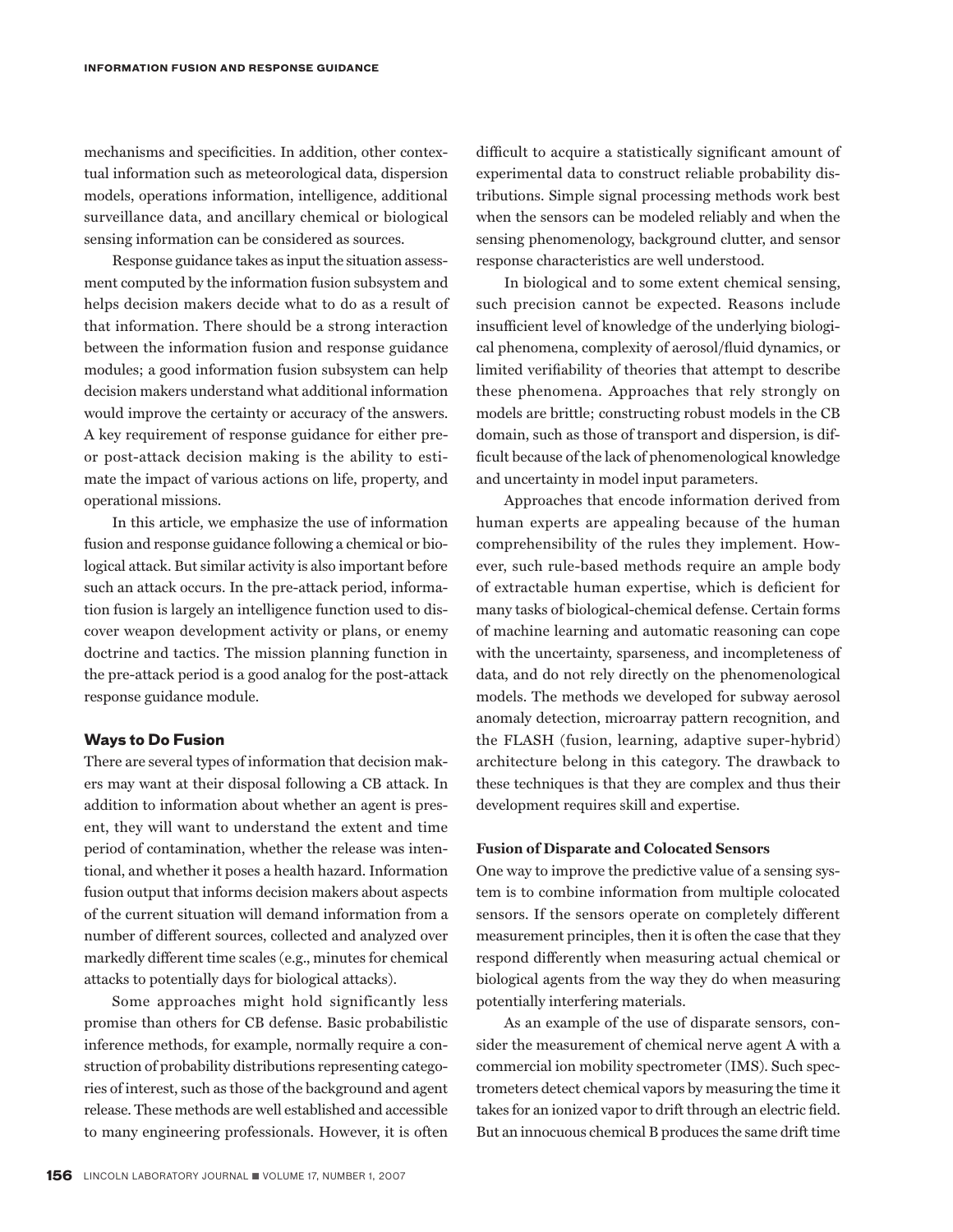mechanisms and specificities. In addition, other contextual information such as meteorological data, dispersion models, operations information, intelligence, additional surveillance data, and ancillary chemical or biological sensing information can be considered as sources.

Response guidance takes as input the situation assessment computed by the information fusion subsystem and helps decision makers decide what to do as a result of that information. There should be a strong interaction between the information fusion and response guidance modules; a good information fusion subsystem can help decision makers understand what additional information would improve the certainty or accuracy of the answers. A key requirement of response guidance for either pre- or post-attack decision making is the ability to estimate the impact of various actions on life, property, and operational missions.

In this article, we emphasize the use of information fusion and response guidance following a chemical or biological attack. But similar activity is also important before such an attack occurs. In the pre-attack period, information fusion is largely an intelligence function used to discover weapon development activity or plans, or enemy doctrine and tactics. The mission planning function in the pre-attack period is a good analog for the post-attack response guidance module.

## Ways to Do Fusion

There are several types of information that decision makers may want at their disposal following a CB attack. In addition to information about whether an agent is present, they will want to understand the extent and time period of contamination, whether the release was intentional, and whether it poses a health hazard. Information fusion output that informs decision makers about aspects of the current situation will demand information from a number of different sources, collected and analyzed over markedly different time scales (e.g., minutes for chemical attacks to potentially days for biological attacks).

Some approaches might hold significantly less promise than others for CB defense. Basic probabilistic inference methods, for example, normally require a construction of probability distributions representing categories of interest, such as those of the background and agent release. These methods are well established and accessible to many engineering professionals. However, it is often difficult to acquire a statistically significant amount of experimental data to construct reliable probability distributions. Simple signal processing methods work best when the sensors can be modeled reliably and when the sensing phenomenology, background clutter, and sensor response characteristics are well understood.

In biological and to some extent chemical sensing, such precision cannot be expected. Reasons include insufficient level of knowledge of the underlying biological phenomena, complexity of aerosol/fluid dynamics, or limited verifiability of theories that attempt to describe these phenomena. Approaches that rely strongly on models are brittle; constructing robust models in the CB domain, such as those of transport and dispersion, is difficult because of the lack of phenomenological knowledge and uncertainty in model input parameters.

Approaches that encode information derived from human experts are appealing because of the human comprehensibility of the rules they implement. However, such rule-based methods require an ample body of extractable human expertise, which is deficient for many tasks of biological-chemical defense. Certain forms of machine learning and automatic reasoning can cope with the uncertainty, sparseness, and incompleteness of data, and do not rely directly on the phenomenological models. The methods we developed for subway aerosol anomaly detection, microarray pattern recognition, and the FLASH (fusion, learning, adaptive super-hybrid) architecture belong in this category. The drawback to these techniques is that they are complex and thus their development requires skill and expertise.

### Fusion of Disparate and Colocated Sensors

One way to improve the predictive value of a sensing system is to combine information from multiple colocated sensors. If the sensors operate on completely different measurement principles, then it is often the case that they respond differently when measuring actual chemical or biological agents from the way they do when measuring potentially interfering materials.

As an example of the use of disparate sensors, consider the measurement of chemical nerve agent A with a commercial ion mobility spectrometer (IMS). Such spectrometers detect chemical vapors by measuring the time it takes for an ionized vapor to drift through an electric field. But an innocuous chemical B produces the same drift time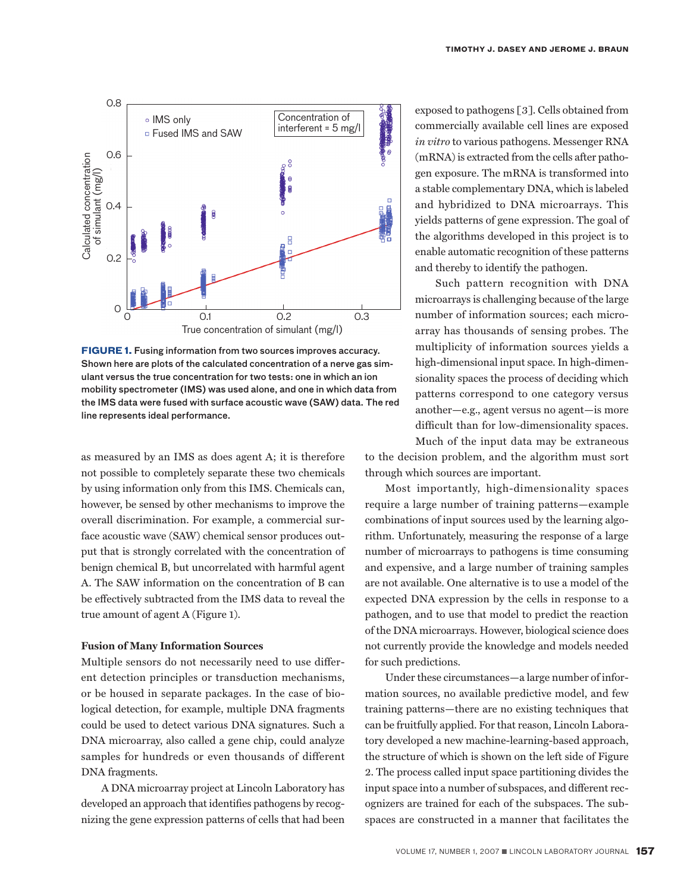FIGURE 1. Fusing information from two sources improves accuracy. Shown here are plots of the calculated concentration of a nerve gas simulant versus the true concentration for two tests: one in which an ion mobility spectrometer (IMS) was used alone, and one in which data from the IMS data were fused with surface acoustic wave (SAW) data. The red line represents ideal performance.

as measured by an IMS as does agent A; it is therefore not possible to completely separate these two chemicals by using information only from this IMS. Chemicals can, however, be sensed by other mechanisms to improve the overall discrimination. For example, a chemical surface acoustic wave (SAW) chemical sensor produces output that is strongly correlated with the concentration of benign chemical B, but uncorrelated with harmful agent A. The SAW information on the concentration of B can be effectively subtracted from the IMS data to reveal the true amount of agent A (Figure 1).

### Fusion of Many Information Sources

Multiple sensors do not necessarily need to use different detection principles or transduction mechanisms, or be housed in separate packages. In the case of biological detection, for example, multiple DNA fragments could be used to detect various DNA signatures. Such a DNA microarray, also called a gene chip, could analyze samples for hundreds or even thousands of different DNA fragments.

A DNA microarray project at Lincoln Laboratory has developed an approach that identifies pathogens by recognizing the gene expression patterns of cells that had been exposed to pathogens [3]. Cells obtained from commercially available cell lines are exposed *in vitro* to various pathogens. Messenger RNA (mRNA) is extracted from the cells after pathogen exposure. The mRNA is transformed into a stable complementary DNA, which is labeled and hybridized to DNA microarrays. This yields patterns of gene expression. The goal of the algorithms developed in this project is to enable automatic recognition of these patterns and thereby to identify the pathogen.

Such pattern recognition with DNA microarrays is challenging because of the large number of information sources; each microarray has thousands of sensing probes. The multiplicity of information sources yields a high-dimensional input space. In high-dimensionality spaces the process of deciding which patterns correspond to one category versus another—e.g., agent versus no agent—is more difficult than for low-dimensionality spaces. Much of the input data may be extraneous to the decision problem, and the algorithm must sort through which sources are important.

Most importantly, high-dimensionality spaces require a large number of training patterns—example combinations of input sources used by the learning algorithm. Unfortunately, measuring the response of a large number of microarrays to pathogens is time consuming and expensive, and a large number of training samples are not available. One alternative is to use a model of the expected DNA expression by the cells in response to a pathogen, and to use that model to predict the reaction of the DNA microarrays. However, biological science does not currently provide the knowledge and models needed for such predictions.

Under these circumstances—a large number of information sources, no available predictive model, and few training patterns—there are no existing techniques that can be fruitfully applied. For that reason, Lincoln Laboratory developed a new machine-learning-based approach, the structure of which is shown on the left side of Figure 2. The process called input space partitioning divides the input space into a number of subspaces, and different recognizers are trained for each of the subspaces. The subspaces are constructed in a manner that facilitates the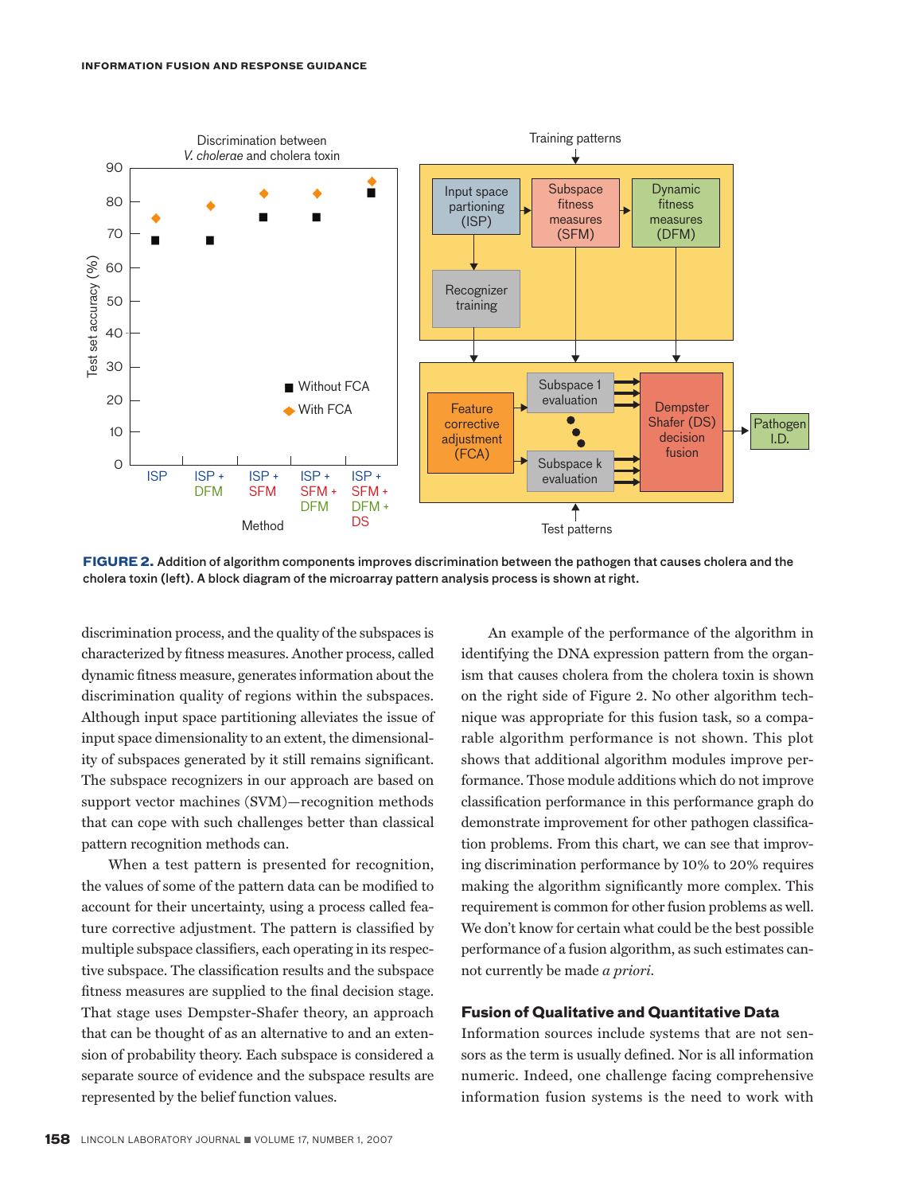**FIGURE 2.** Addition of algorithm components improves discrimination between the pathogen that causes cholera and the cholera toxin (left). A block diagram of the microarray pattern analysis process is shown at right.

discrimination process, and the quality of the subspaces is characterized by fitness measures. Another process, called dynamic fitness measure, generates information about the discrimination quality of regions within the subspaces. Although input space partitioning alleviates the issue of input space dimensionality to an extent, the dimensionality of subspaces generated by it still remains significant. The subspace recognizers in our approach are based on support vector machines (SVM)—recognition methods that can cope with such challenges better than classical pattern recognition methods can.

When a test pattern is presented for recognition, the values of some of the pattern data can be modified to account for their uncertainty, using a process called feature corrective adjustment. The pattern is classified by multiple subspace classifiers, each operating in its respective subspace. The classification results and the subspace fitness measures are supplied to the final decision stage. That stage uses Dempster-Shafer theory, an approach that can be thought of as an alternative to and an extension of probability theory. Each subspace is considered a separate source of evidence and the subspace results are represented by the belief function values.

An example of the performance of the algorithm in identifying the DNA expression pattern from the organism that causes cholera from the cholera toxin is shown on the right side of Figure 2. No other algorithm technique was appropriate for this fusion task, so a comparable algorithm performance is not shown. This plot shows that additional algorithm modules improve performance. Those module additions which do not improve classification performance in this performance graph do demonstrate improvement for other pathogen classification problems. From this chart, we can see that improving discrimination performance by 10% to 20% requires making the algorithm significantly more complex. This requirement is common for other fusion problems as well. We don't know for certain what could be the best possible performance of a fusion algorithm, as such estimates cannot currently be made *a priori*.

## Fusion of Qualitative and Quantitative Data

Information sources include systems that are not sensors as the term is usually defined. Nor is all information numeric. Indeed, one challenge facing comprehensive information fusion systems is the need to work with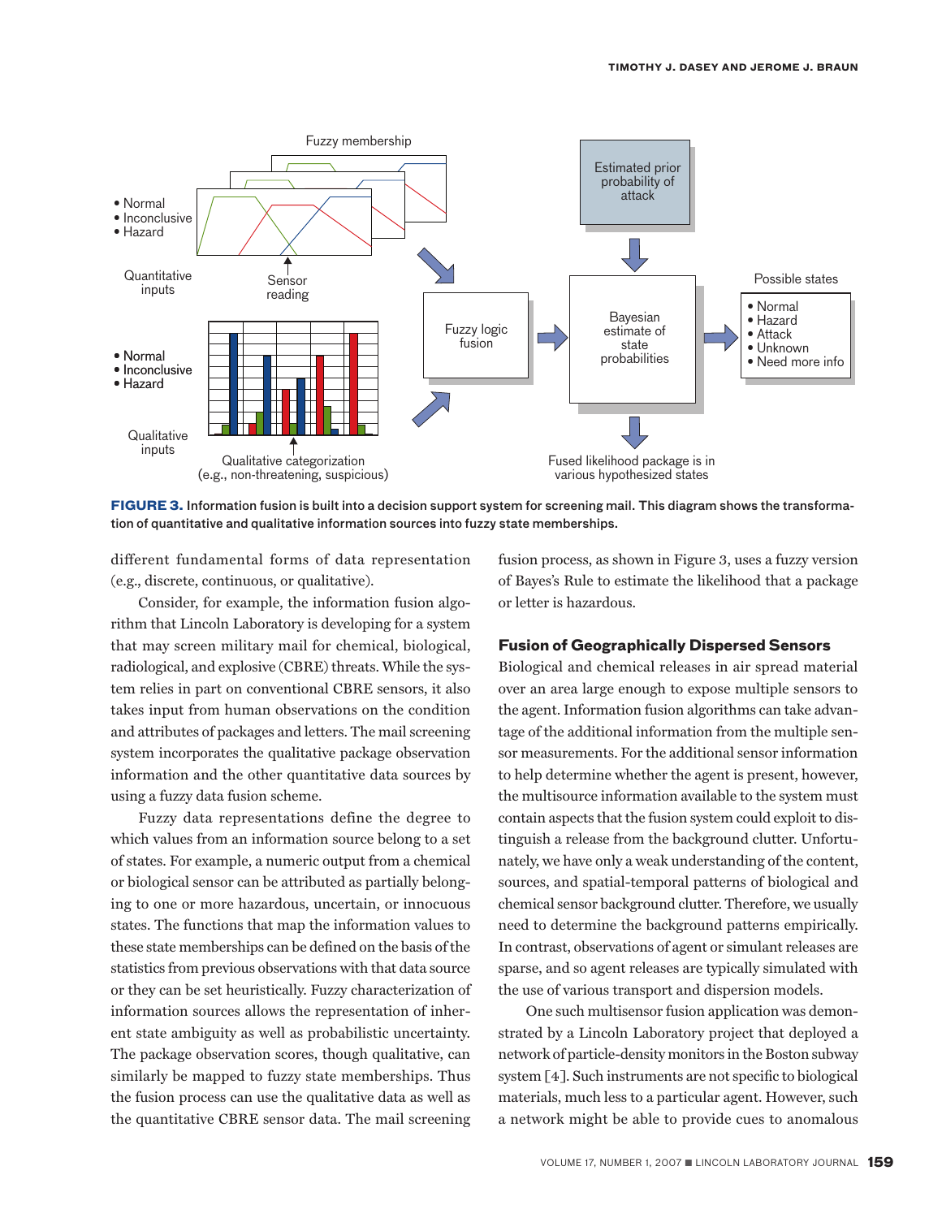**FIGURE 3.** Information fusion is built into a decision support system for screening mail. This diagram shows the transformation of quantitative and qualitative information sources into fuzzy state memberships.

different fundamental forms of data representation (e.g., discrete, continuous, or qualitative).

Consider, for example, the information fusion algorithm that Lincoln Laboratory is developing for a system that may screen military mail for chemical, biological, radiological, and explosive (CBRE) threats. While the system relies in part on conventional CBRE sensors, it also takes input from human observations on the condition and attributes of packages and letters. The mail screening system incorporates the qualitative package observation information and the other quantitative data sources by using a fuzzy data fusion scheme.

Fuzzy data representations define the degree to which values from an information source belong to a set of states. For example, a numeric output from a chemical or biological sensor can be attributed as partially belonging to one or more hazardous, uncertain, or innocuous states. The functions that map the information values to these state memberships can be defined on the basis of the statistics from previous observations with that data source or they can be set heuristically. Fuzzy characterization of information sources allows the representation of inherent state ambiguity as well as probabilistic uncertainty. The package observation scores, though qualitative, can similarly be mapped to fuzzy state memberships. Thus the fusion process can use the qualitative data as well as the quantitative CBRE sensor data. The mail screening fusion process, as shown in Figure 3, uses a fuzzy version of Bayes's Rule to estimate the likelihood that a package or letter is hazardous.

### Fusion of Geographically Dispersed Sensors

Biological and chemical releases in air spread material over an area large enough to expose multiple sensors to the agent. Information fusion algorithms can take advantage of the additional information from the multiple sensor measurements. For the additional sensor information to help determine whether the agent is present, however, the multisource information available to the system must contain aspects that the fusion system could exploit to distinguish a release from the background clutter. Unfortunately, we have only a weak understanding of the content, sources, and spatial-temporal patterns of biological and chemical sensor background clutter. Therefore, we usually need to determine the background patterns empirically. In contrast, observations of agent or simulant releases are sparse, and so agent releases are typically simulated with the use of various transport and dispersion models.

One such multisensor fusion application was demonstrated by a Lincoln Laboratory project that deployed a network of particle-density monitors in the Boston subway system [4]. Such instruments are not specific to biological materials, much less to a particular agent. However, such a network might be able to provide cues to anomalous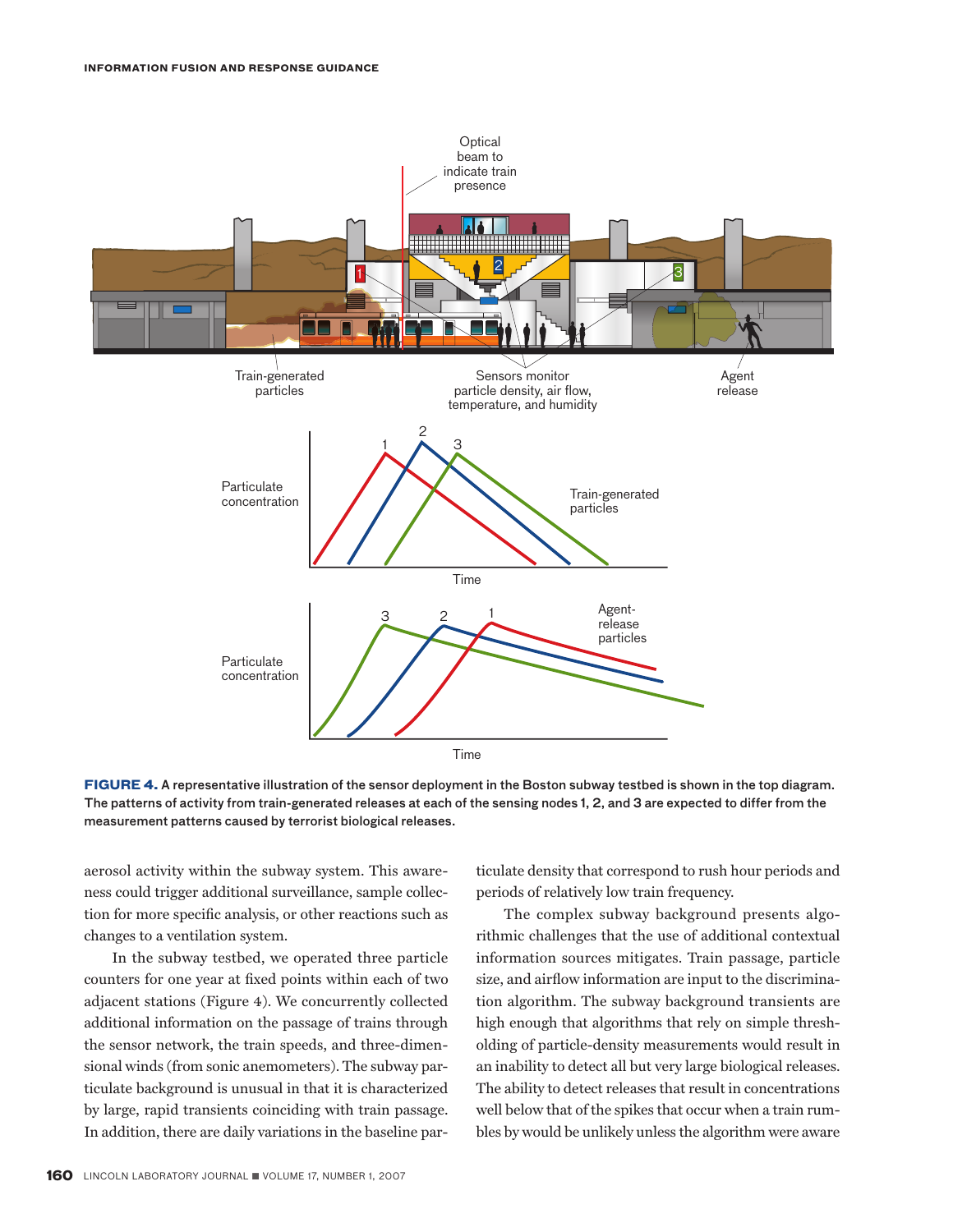FIGURE 4. A representative illustration of the sensor deployment in the Boston subway testbed is shown in the top diagram. The patterns of activity from train-generated releases at each of the sensing nodes 1, 2, and 3 are expected to differ from the measurement patterns caused by terrorist biological releases.

aerosol activity within the subway system. This awareness could trigger additional surveillance, sample collection for more specific analysis, or other reactions such as changes to a ventilation system.

In the subway testbed, we operated three particle counters for one year at fixed points within each of two adjacent stations (Figure 4). We concurrently collected additional information on the passage of trains through the sensor network, the train speeds, and three-dimensional winds (from sonic anemometers). The subway particulate background is unusual in that it is characterized by large, rapid transients coinciding with train passage. In addition, there are daily variations in the baseline particulate density that correspond to rush hour periods and periods of relatively low train frequency.

The complex subway background presents algorithmic challenges that the use of additional contextual information sources mitigates. Train passage, particle size, and airflow information are input to the discrimination algorithm. The subway background transients are high enough that algorithms that rely on simple thresholding of particle-density measurements would result in an inability to detect all but very large biological releases. The ability to detect releases that result in concentrations well below that of the spikes that occur when a train rumbles by would be unlikely unless the algorithm were aware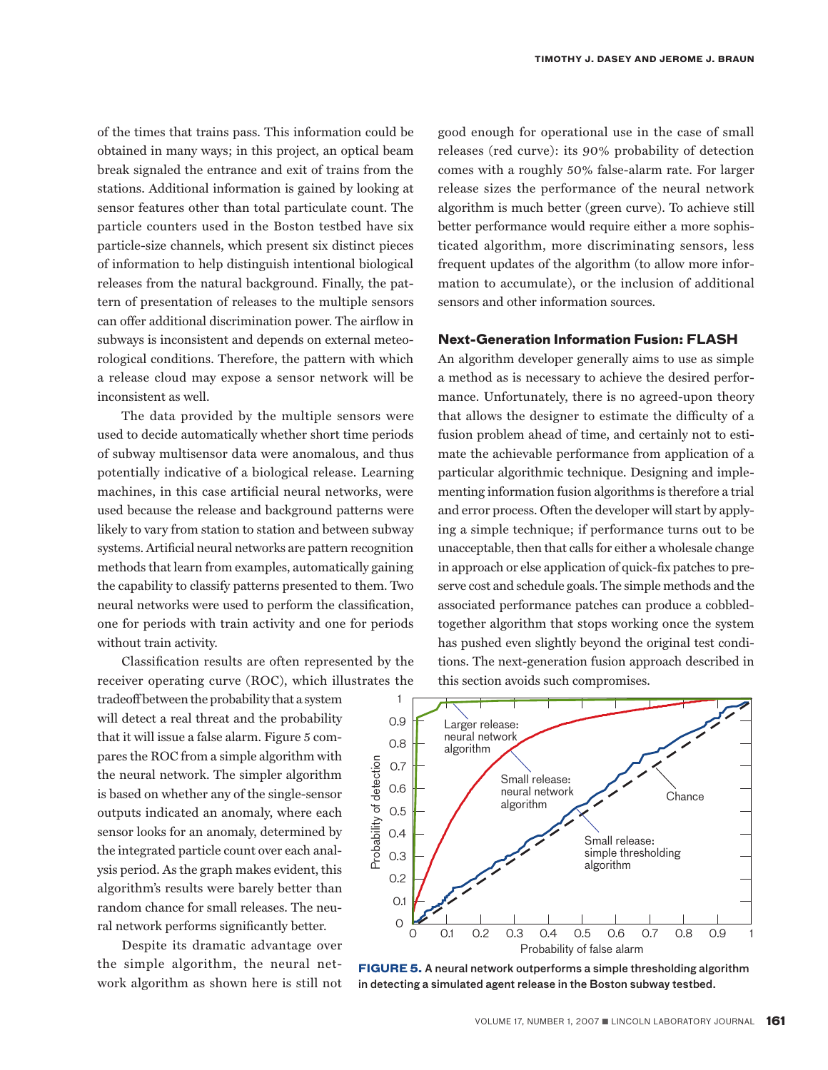of the times that trains pass. This information could be obtained in many ways; in this project, an optical beam break signaled the entrance and exit of trains from the stations. Additional information is gained by looking at sensor features other than total particulate count. The particle counters used in the Boston testbed have six particle-size channels, which present six distinct pieces of information to help distinguish intentional biological releases from the natural background. Finally, the pattern of presentation of releases to the multiple sensors can offer additional discrimination power. The airflow in subways is inconsistent and depends on external meteorological conditions. Therefore, the pattern with which a release cloud may expose a sensor network will be inconsistent as well.

The data provided by the multiple sensors were used to decide automatically whether short time periods of subway multisensor data were anomalous, and thus potentially indicative of a biological release. Learning machines, in this case artificial neural networks, were used because the release and background patterns were likely to vary from station to station and between subway systems. Artificial neural networks are pattern recognition methods that learn from examples, automatically gaining the capability to classify patterns presented to them. Two neural networks were used to perform the classification, one for periods with train activity and one for periods without train activity.

Classification results are often represented by the receiver operating curve (ROC), which illustrates the tradeoff between the probability that a system will detect a real threat and the probability that it will issue a false alarm. Figure 5 compares the ROC from a simple algorithm with the neural network. The simpler algorithm is based on whether any of the single-sensor outputs indicated an anomaly, where each sensor looks for an anomaly, determined by the integrated particle count over each analysis period. As the graph makes evident, this algorithm's results were barely better than random chance for small releases. The neural network performs significantly better.

Despite its dramatic advantage over the simple algorithm, the neural network algorithm as shown here is still not good enough for operational use in the case of small releases (red curve): its 90% probability of detection comes with a roughly 50% false-alarm rate. For larger release sizes the performance of the neural network algorithm is much better (green curve). To achieve still better performance would require either a more sophisticated algorithm, more discriminating sensors, less frequent updates of the algorithm (to allow more information to accumulate), or the inclusion of additional sensors and other information sources.

**FIGURE 5.** A neural network outperforms a simple thresholding algorithm in detecting a simulated agent release in the Boston subway testbed.

## Next-Generation Information Fusion: FLASH

An algorithm developer generally aims to use as simple a method as is necessary to achieve the desired performance. Unfortunately, there is no agreed-upon theory that allows the designer to estimate the difficulty of a fusion problem ahead of time, and certainly not to estimate the achievable performance from application of a particular algorithmic technique. Designing and implementing information fusion algorithms is therefore a trial and error process. Often the developer will start by applying a simple technique; if performance turns out to be unacceptable, then that calls for either a wholesale change in approach or else application of quick-fix patches to preserve cost and schedule goals. The simple methods and the associated performance patches can produce a cobbled-together algorithm that stops working once the system has pushed even slightly beyond the original test conditions. The next-generation fusion approach described in this section avoids such compromises.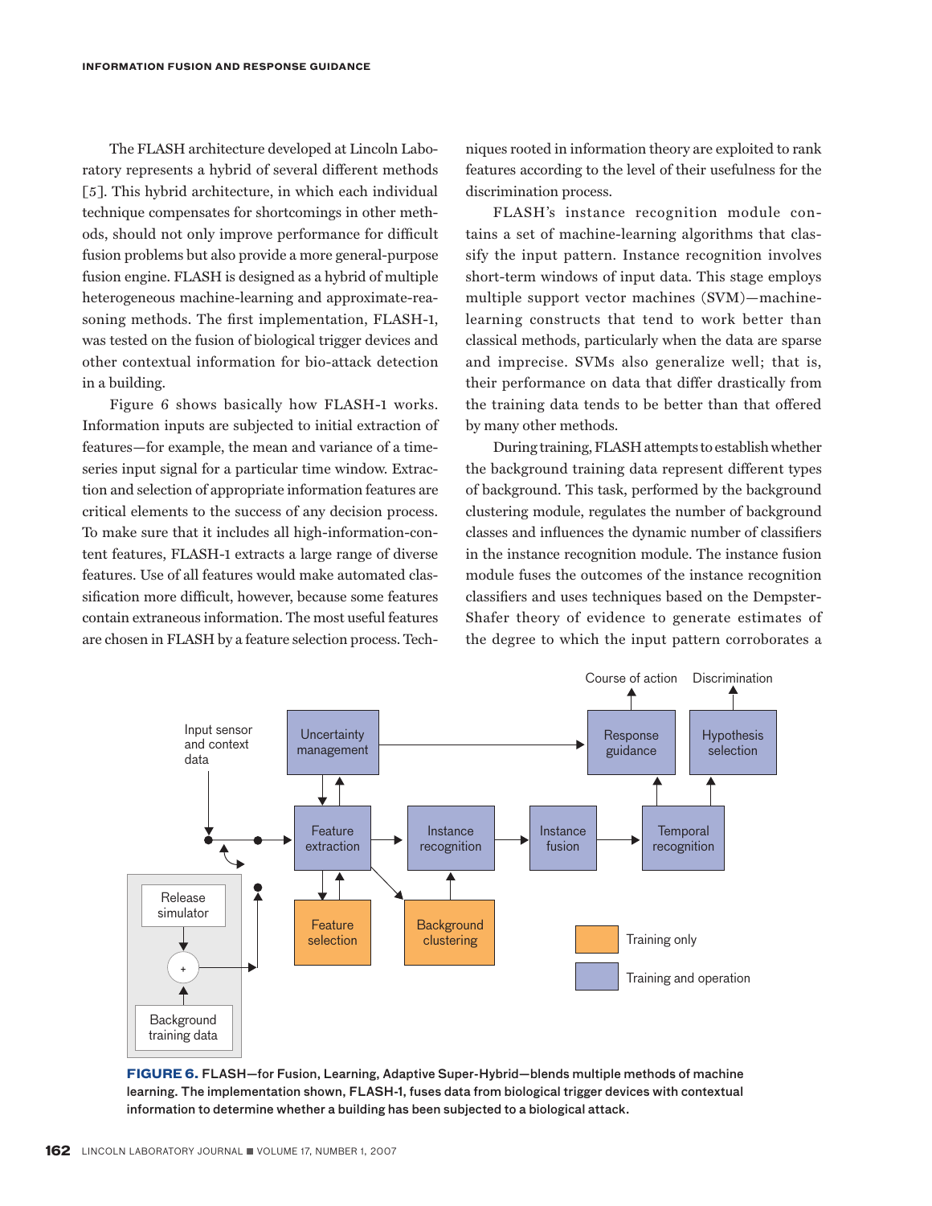The FLASH architecture developed at Lincoln Laboratory represents a hybrid of several different methods [5]. This hybrid architecture, in which each individual technique compensates for shortcomings in other methods, should not only improve performance for difficult fusion problems but also provide a more general-purpose fusion engine. FLASH is designed as a hybrid of multiple heterogeneous machine-learning and approximate-reasoning methods. The first implementation, FLASH-1, was tested on the fusion of biological trigger devices and other contextual information for bio-attack detection in a building.

Figure 6 shows basically how FLASH-1 works. Information inputs are subjected to initial extraction of features—for example, the mean and variance of a time-series input signal for a particular time window. Extraction and selection of appropriate information features are critical elements to the success of any decision process. To make sure that it includes all high-information-content features, FLASH-1 extracts a large range of diverse features. Use of all features would make automated classification more difficult, however, because some features contain extraneous information. The most useful features are chosen in FLASH by a feature selection process. Techniques rooted in information theory are exploited to rank features according to the level of their usefulness for the discrimination process.

FLASH's instance recognition module contains a set of machine-learning algorithms that classify the input pattern. Instance recognition involves short-term windows of input data. This stage employs multiple support vector machines (SVM)—machine-learning constructs that tend to work better than classical methods, particularly when the data are sparse and imprecise. SVMs also generalize well; that is, their performance on data that differ drastically from the training data tends to be better than that offered by many other methods.

During training, FLASH attempts to establish whether the background training data represent different types of background. This task, performed by the background clustering module, regulates the number of background classes and influences the dynamic number of classifiers in the instance recognition module. The instance fusion module fuses the outcomes of the instance recognition classifiers and uses techniques based on the Dempster-Shafer theory of evidence to generate estimates of the degree to which the input pattern corroborates a

**FIGURE 6.** FLASH—for Fusion, Learning, Adaptive Super-Hybrid—blends multiple methods of machine learning. The implementation shown, FLASH-1, fuses data from biological trigger devices with contextual information to determine whether a building has been subjected to a biological attack.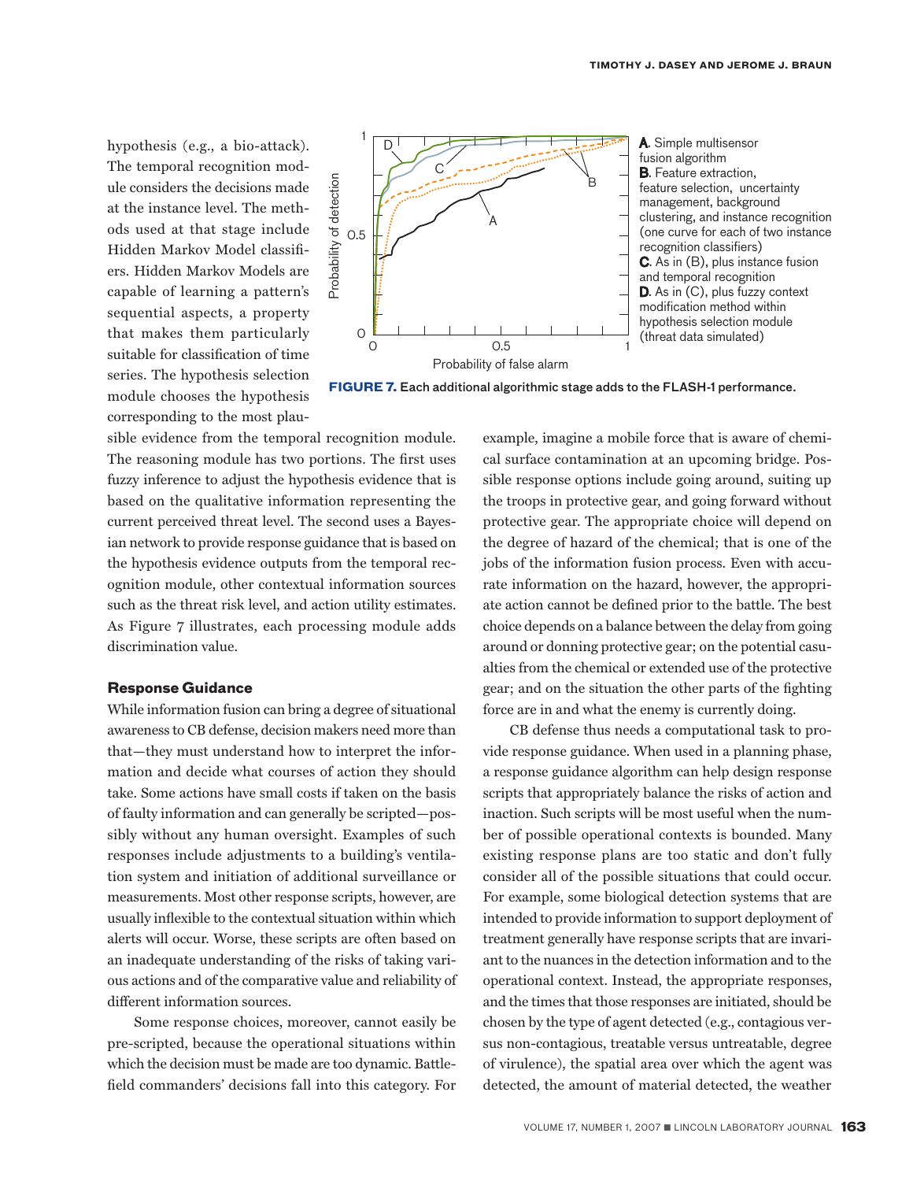hypothesis (e.g., a bio-attack). The temporal recognition module considers the decisions made at the instance level. The methods used at that stage include Hidden Markov Model classifiers. Hidden Markov Models are capable of learning a pattern's sequential aspects, a property that makes them particularly suitable for classification of time series. The hypothesis selection module chooses the hypothesis corresponding to the most plausible evidence from the temporal recognition module. The reasoning module has two portions. The first uses fuzzy inference to adjust the hypothesis evidence that is based on the qualitative information representing the current perceived threat level. The second uses a Bayesian network to provide response guidance that is based on the hypothesis evidence outputs from the temporal recognition module, other contextual information sources such as the threat risk level, and action utility estimates. As Figure 7 illustrates, each processing module adds discrimination value.

**A.** Simple multisensor fusion algorithm
**B.** Feature extraction, feature selection, uncertainty management, background clustering, and instance recognition (one curve for each of two instance recognition classifiers)
**C.** As in (B), plus instance fusion and temporal recognition
**D.** As in (C), plus fuzzy context modification method within hypothesis selection module (threat data simulated)

**FIGURE 7.** Each additional algorithmic stage adds to the FLASH-1 performance.

### Response Guidance

While information fusion can bring a degree of situational awareness to CB defense, decision makers need more than that—they must understand how to interpret the information and decide what courses of action they should take. Some actions have small costs if taken on the basis of faulty information and can generally be scripted—possibly without any human oversight. Examples of such responses include adjustments to a building's ventilation system and initiation of additional surveillance or measurements. Most other response scripts, however, are usually inflexible to the contextual situation within which alerts will occur. Worse, these scripts are often based on an inadequate understanding of the risks of taking various actions and of the comparative value and reliability of different information sources.

Some response choices, moreover, cannot easily be pre-scripted, because the operational situations within which the decision must be made are too dynamic. Battlefield commanders' decisions fall into this category. For example, imagine a mobile force that is aware of chemical surface contamination at an upcoming bridge. Possible response options include going around, suiting up the troops in protective gear, and going forward without protective gear. The appropriate choice will depend on the degree of hazard of the chemical; that is one of the jobs of the information fusion process. Even with accurate information on the hazard, however, the appropriate action cannot be defined prior to the battle. The best choice depends on a balance between the delay from going around or donning protective gear; on the potential casualties from the chemical or extended use of the protective gear; and on the situation the other parts of the fighting force are in and what the enemy is currently doing.

CB defense thus needs a computational task to provide response guidance. When used in a planning phase, a response guidance algorithm can help design response scripts that appropriately balance the risks of action and inaction. Such scripts will be most useful when the number of possible operational contexts is bounded. Many existing response plans are too static and don't fully consider all of the possible situations that could occur. For example, some biological detection systems that are intended to provide information to support deployment of treatment generally have response scripts that are invariant to the nuances in the detection information and to the operational context. Instead, the appropriate responses, and the times that those responses are initiated, should be chosen by the type of agent detected (e.g., contagious versus non-contagious, treatable versus untreatable, degree of virulence), the spatial area over which the agent was detected, the amount of material detected, the weather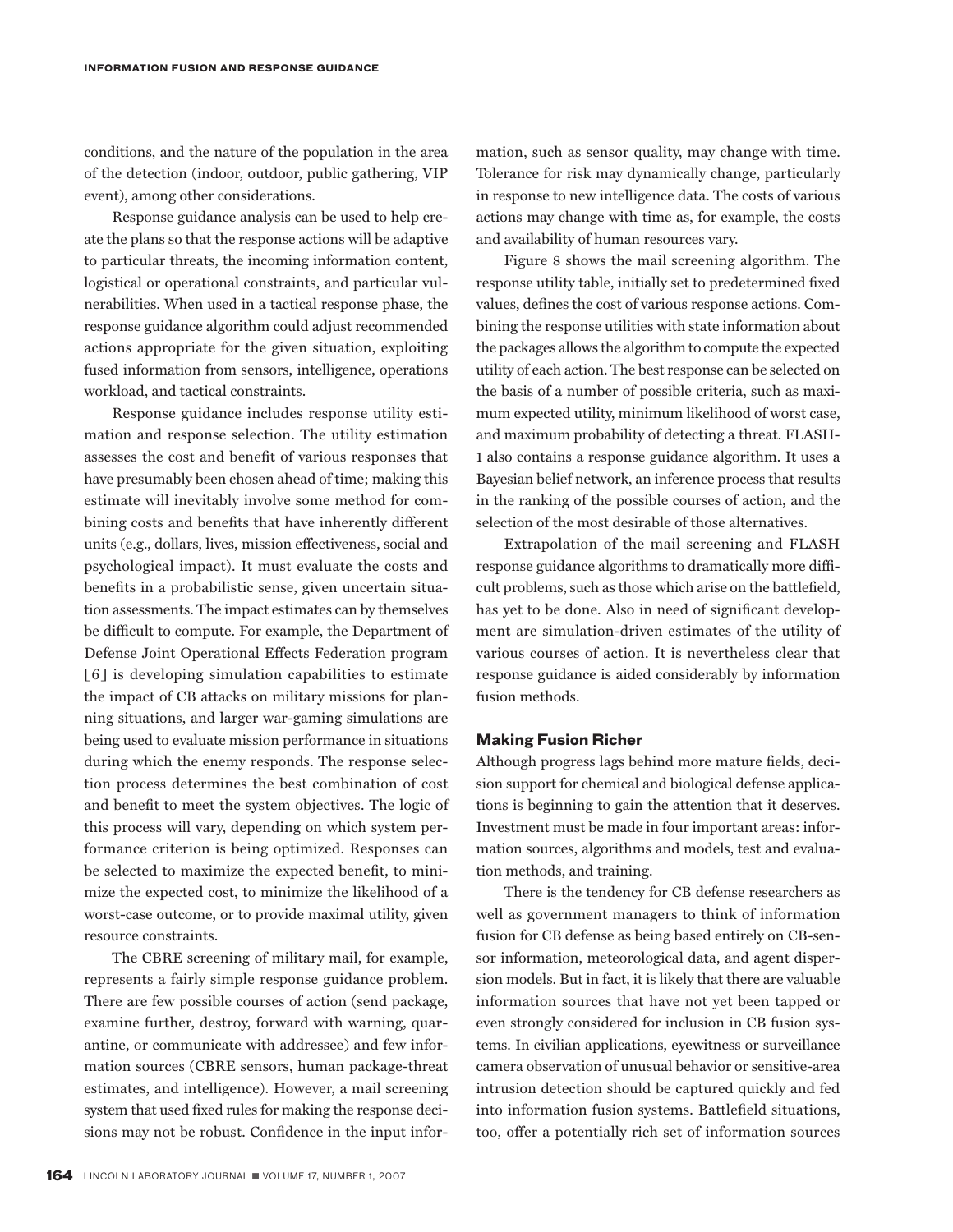conditions, and the nature of the population in the area of the detection (indoor, outdoor, public gathering, VIP event), among other considerations.

Response guidance analysis can be used to help create the plans so that the response actions will be adaptive to particular threats, the incoming information content, logistical or operational constraints, and particular vulnerabilities. When used in a tactical response phase, the response guidance algorithm could adjust recommended actions appropriate for the given situation, exploiting fused information from sensors, intelligence, operations workload, and tactical constraints.

Response guidance includes response utility estimation and response selection. The utility estimation assesses the cost and benefit of various responses that have presumably been chosen ahead of time; making this estimate will inevitably involve some method for combining costs and benefits that have inherently different units (e.g., dollars, lives, mission effectiveness, social and psychological impact). It must evaluate the costs and benefits in a probabilistic sense, given uncertain situation assessments. The impact estimates can by themselves be difficult to compute. For example, the Department of Defense Joint Operational Effects Federation program [6] is developing simulation capabilities to estimate the impact of CB attacks on military missions for planning situations, and larger war-gaming simulations are being used to evaluate mission performance in situations during which the enemy responds. The response selection process determines the best combination of cost and benefit to meet the system objectives. The logic of this process will vary, depending on which system performance criterion is being optimized. Responses can be selected to maximize the expected benefit, to minimize the expected cost, to minimize the likelihood of a worst-case outcome, or to provide maximal utility, given resource constraints.

The CBRE screening of military mail, for example, represents a fairly simple response guidance problem. There are few possible courses of action (send package, examine further, destroy, forward with warning, quarantine, or communicate with addressee) and few information sources (CBRE sensors, human package-threat estimates, and intelligence). However, a mail screening system that used fixed rules for making the response decisions may not be robust. Confidence in the input information, such as sensor quality, may change with time. Tolerance for risk may dynamically change, particularly in response to new intelligence data. The costs of various actions may change with time as, for example, the costs and availability of human resources vary.

Figure 8 shows the mail screening algorithm. The response utility table, initially set to predetermined fixed values, defines the cost of various response actions. Combining the response utilities with state information about the packages allows the algorithm to compute the expected utility of each action. The best response can be selected on the basis of a number of possible criteria, such as maximum expected utility, minimum likelihood of worst case, and maximum probability of detecting a threat. FLASH-1 also contains a response guidance algorithm. It uses a Bayesian belief network, an inference process that results in the ranking of the possible courses of action, and the selection of the most desirable of those alternatives.

Extrapolation of the mail screening and FLASH response guidance algorithms to dramatically more difficult problems, such as those which arise on the battlefield, has yet to be done. Also in need of significant development are simulation-driven estimates of the utility of various courses of action. It is nevertheless clear that response guidance is aided considerably by information fusion methods.

## Making Fusion Richer

Although progress lags behind more mature fields, decision support for chemical and biological defense applications is beginning to gain the attention that it deserves. Investment must be made in four important areas: information sources, algorithms and models, test and evaluation methods, and training.

There is the tendency for CB defense researchers as well as government managers to think of information fusion for CB defense as being based entirely on CB-sensor information, meteorological data, and agent dispersion models. But in fact, it is likely that there are valuable information sources that have not yet been tapped or even strongly considered for inclusion in CB fusion systems. In civilian applications, eyewitness or surveillance camera observation of unusual behavior or sensitive-area intrusion detection should be captured quickly and fed into information fusion systems. Battlefield situations, too, offer a potentially rich set of information sources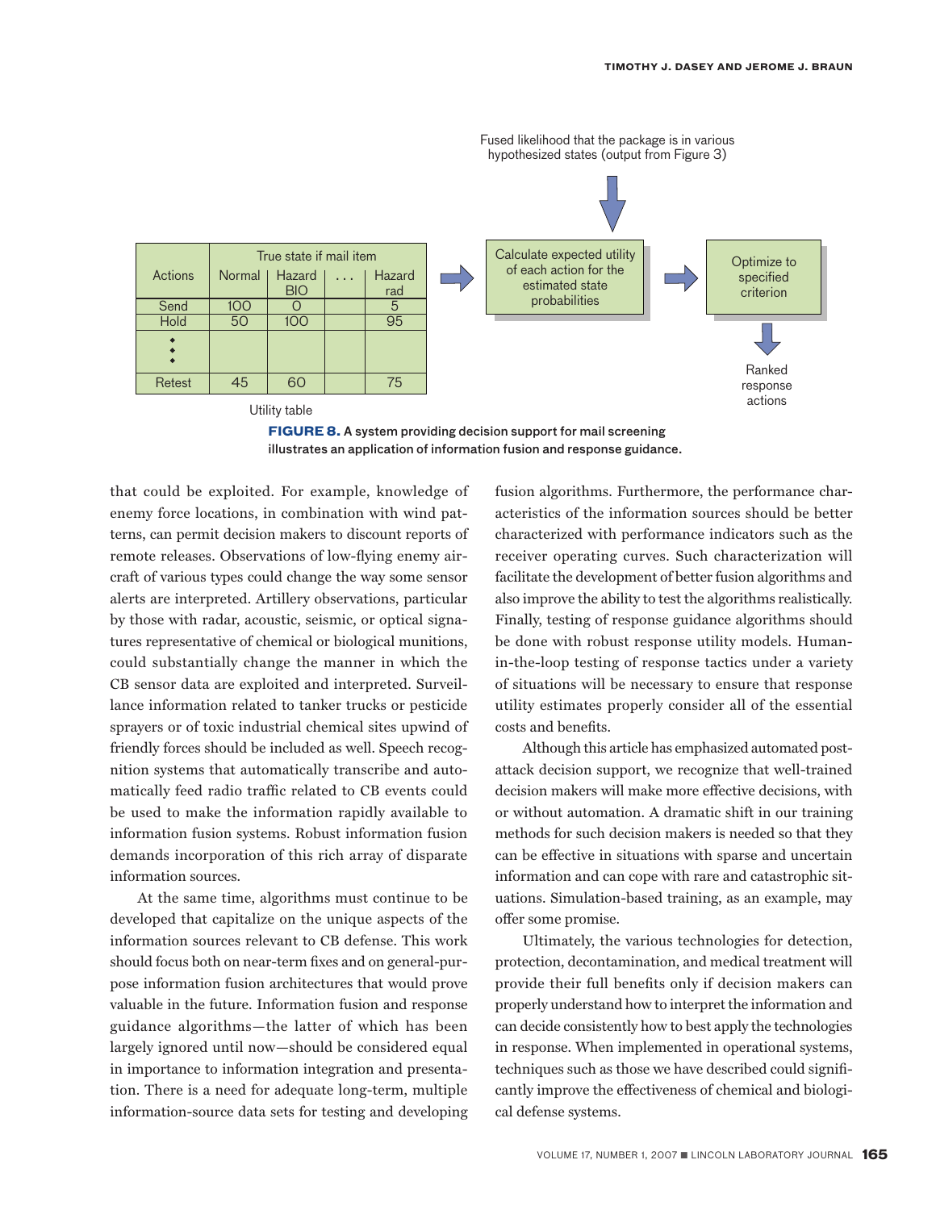| Actions | True state if mail item | | | |
|---|---|---|---|---|
| | Normal | Hazard BIO | . . . | Hazard rad |
| Send | 100 | 0 | | 5 |
| Hold | 50 | 100 | | 95 |
| ⋮ | | | | |
| Retest | 45 | 60 | | 75 |

Utility table

Fused likelihood that the package is in various hypothesized states (output from Figure 3)

Calculate expected utility of each action for the estimated state probabilities

Optimize to specified criterion

Ranked response actions

**FIGURE 8.** A system providing decision support for mail screening illustrates an application of information fusion and response guidance.

that could be exploited. For example, knowledge of enemy force locations, in combination with wind patterns, can permit decision makers to discount reports of remote releases. Observations of low-flying enemy aircraft of various types could change the way some sensor alerts are interpreted. Artillery observations, particular by those with radar, acoustic, seismic, or optical signatures representative of chemical or biological munitions, could substantially change the manner in which the CB sensor data are exploited and interpreted. Surveillance information related to tanker trucks or pesticide sprayers or of toxic industrial chemical sites upwind of friendly forces should be included as well. Speech recognition systems that automatically transcribe and automatically feed radio traffic related to CB events could be used to make the information rapidly available to information fusion systems. Robust information fusion demands incorporation of this rich array of disparate information sources.

At the same time, algorithms must continue to be developed that capitalize on the unique aspects of the information sources relevant to CB defense. This work should focus both on near-term fixes and on general-purpose information fusion architectures that would prove valuable in the future. Information fusion and response guidance algorithms—the latter of which has been largely ignored until now—should be considered equal in importance to information integration and presentation. There is a need for adequate long-term, multiple information-source data sets for testing and developing fusion algorithms. Furthermore, the performance characteristics of the information sources should be better characterized with performance indicators such as the receiver operating curves. Such characterization will facilitate the development of better fusion algorithms and also improve the ability to test the algorithms realistically. Finally, testing of response guidance algorithms should be done with robust response utility models. Human-in-the-loop testing of response tactics under a variety of situations will be necessary to ensure that response utility estimates properly consider all of the essential costs and benefits.

Although this article has emphasized automated post-attack decision support, we recognize that well-trained decision makers will make more effective decisions, with or without automation. A dramatic shift in our training methods for such decision makers is needed so that they can be effective in situations with sparse and uncertain information and can cope with rare and catastrophic situations. Simulation-based training, as an example, may offer some promise.

Ultimately, the various technologies for detection, protection, decontamination, and medical treatment will provide their full benefits only if decision makers can properly understand how to interpret the information and can decide consistently how to best apply the technologies in response. When implemented in operational systems, techniques such as those we have described could significantly improve the effectiveness of chemical and biological defense systems.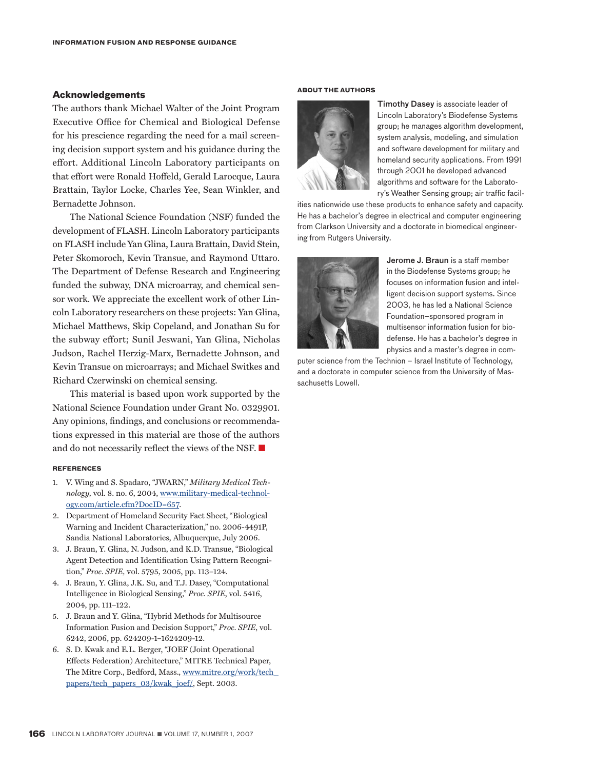## Acknowledgements

The authors thank Michael Walter of the Joint Program Executive Office for Chemical and Biological Defense for his prescience regarding the need for a mail screening decision support system and his guidance during the effort. Additional Lincoln Laboratory participants on that effort were Ronald Hoffeld, Gerald Larocque, Laura Brattain, Taylor Locke, Charles Yee, Sean Winkler, and Bernadette Johnson.

The National Science Foundation (NSF) funded the development of FLASH. Lincoln Laboratory participants on FLASH include Yan Glina, Laura Brattain, David Stein, Peter Skomoroch, Kevin Transue, and Raymond Uttaro. The Department of Defense Research and Engineering funded the subway, DNA microarray, and chemical sensor work. We appreciate the excellent work of other Lincoln Laboratory researchers on these projects: Yan Glina, Michael Matthews, Skip Copeland, and Jonathan Su for the subway effort; Sunil Jeswani, Yan Glina, Nicholas Judson, Rachel Herzig-Marx, Bernadette Johnson, and Kevin Transue on microarrays; and Michael Switkes and Richard Czerwinski on chemical sensing.

This material is based upon work supported by the National Science Foundation under Grant No. 0329901. Any opinions, findings, and conclusions or recommendations expressed in this material are those of the authors and do not necessarily reflect the views of the NSF. ■

### REFERENCES

1. V. Wing and S. Spadaro, "JWARN," *Military Medical Technology,* vol. 8. no. 6, 2004, www.military-medical-technology.com/article.cfm?DocID=657.
2. Department of Homeland Security Fact Sheet, "Biological Warning and Incident Characterization," no. 2006-4491P, Sandia National Laboratories, Albuquerque, July 2006.
3. J. Braun, Y. Glina, N. Judson, and K.D. Transue, "Biological Agent Detection and Identification Using Pattern Recognition," *Proc. SPIE,* vol. 5795, 2005, pp. 113–124.
4. J. Braun, Y. Glina, J.K. Su, and T.J. Dasey, "Computational Intelligence in Biological Sensing," *Proc. SPIE*, vol. 5416, 2004, pp. 111–122.
5. J. Braun and Y. Glina, "Hybrid Methods for Multisource Information Fusion and Decision Support," *Proc. SPIE*, vol. 6242, 2006, pp. 624209-1–1624209-12.
6. S. D. Kwak and E.L. Berger, "JOEF (Joint Operational Effects Federation) Architecture," MITRE Technical Paper, The Mitre Corp., Bedford, Mass., www.mitre.org/work/tech_papers/tech_papers_03/kwak_joef/, Sept. 2003.

### ABOUT THE AUTHORS

**Timothy Dasey** is associate leader of Lincoln Laboratory's Biodefense Systems group; he manages algorithm development, system analysis, modeling, and simulation and software development for military and homeland security applications. From 1991 through 2001 he developed advanced algorithms and software for the Laboratory's Weather Sensing group; air traffic facilities nationwide use these products to enhance safety and capacity. He has a bachelor's degree in electrical and computer engineering from Clarkson University and a doctorate in biomedical engineering from Rutgers University.

**Jerome J. Braun** is a staff member in the Biodefense Systems group; he focuses on information fusion and intelligent decision support systems. Since 2003, he has led a National Science Foundation–sponsored program in multisensor information fusion for biodefense. He has a bachelor's degree in physics and a master's degree in computer science from the Technion – Israel Institute of Technology, and a doctorate in computer science from the University of Massachusetts Lowell.